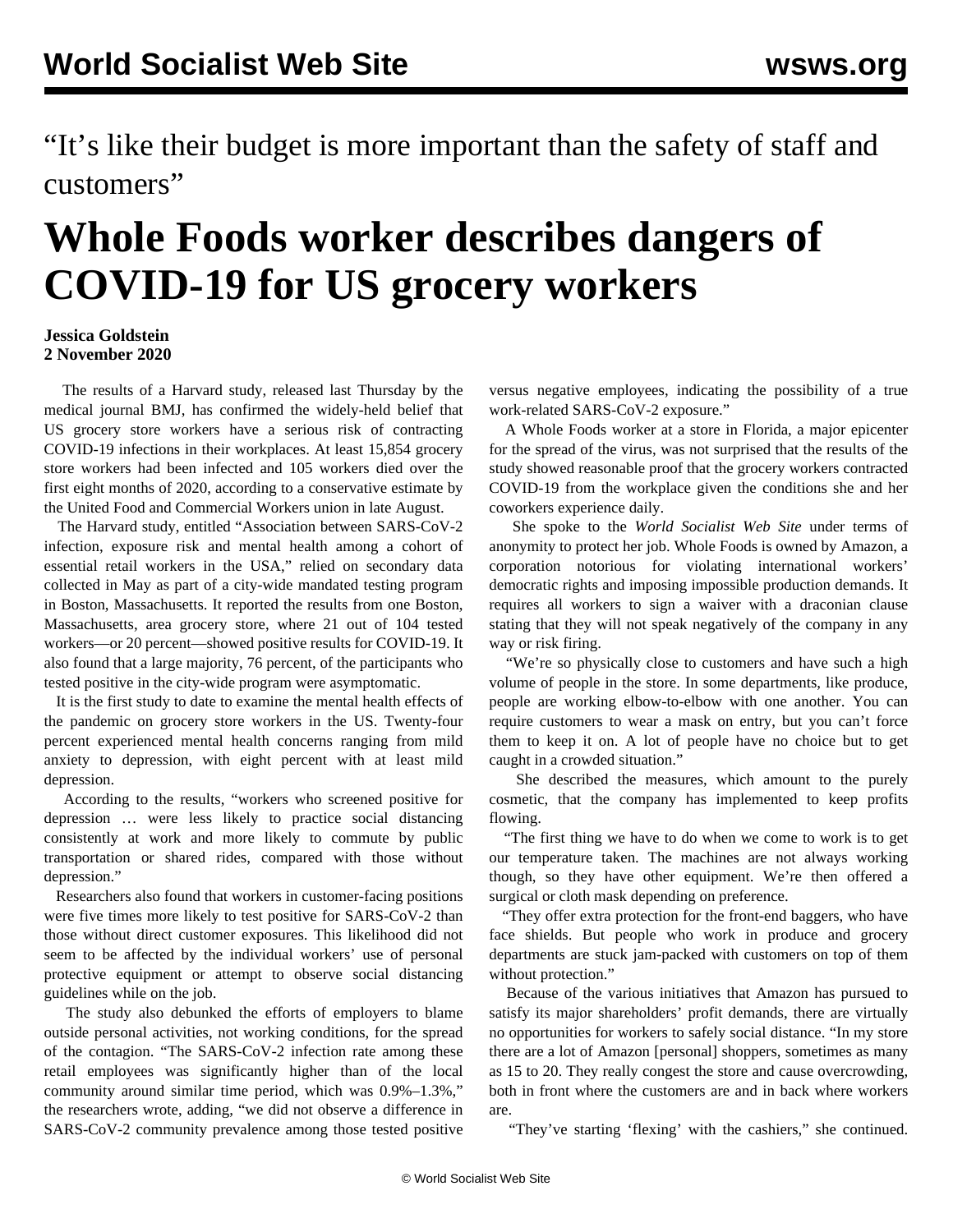“It’s like their budget is more important than the safety of staff and customers”

# Whole Foods worker describes dangers of COVID-19 for US grocery workers

**Jessica Goldstein**
**2 November 2020**

The results of a Harvard study, released last Thursday by the medical journal BMJ, has confirmed the widely-held belief that US grocery store workers have a serious risk of contracting COVID-19 infections in their workplaces. At least 15,854 grocery store workers had been infected and 105 workers died over the first eight months of 2020, according to a conservative estimate by the United Food and Commercial Workers union in late August.

The Harvard study, entitled “Association between SARS-CoV-2 infection, exposure risk and mental health among a cohort of essential retail workers in the USA,” relied on secondary data collected in May as part of a city-wide mandated testing program in Boston, Massachusetts. It reported the results from one Boston, Massachusetts, area grocery store, where 21 out of 104 tested workers—or 20 percent—showed positive results for COVID-19. It also found that a large majority, 76 percent, of the participants who tested positive in the city-wide program were asymptomatic.

It is the first study to date to examine the mental health effects of the pandemic on grocery store workers in the US. Twenty-four percent experienced mental health concerns ranging from mild anxiety to depression, with eight percent with at least mild depression.

According to the results, “workers who screened positive for depression … were less likely to practice social distancing consistently at work and more likely to commute by public transportation or shared rides, compared with those without depression.”

Researchers also found that workers in customer-facing positions were five times more likely to test positive for SARS-CoV-2 than those without direct customer exposures. This likelihood did not seem to be affected by the individual workers’ use of personal protective equipment or attempt to observe social distancing guidelines while on the job.

The study also debunked the efforts of employers to blame outside personal activities, not working conditions, for the spread of the contagion. “The SARS-CoV-2 infection rate among these retail employees was significantly higher than of the local community around similar time period, which was 0.9%–1.3%,” the researchers wrote, adding, “we did not observe a difference in SARS-CoV-2 community prevalence among those tested positive versus negative employees, indicating the possibility of a true work-related SARS-CoV-2 exposure.”

A Whole Foods worker at a store in Florida, a major epicenter for the spread of the virus, was not surprised that the results of the study showed reasonable proof that the grocery workers contracted COVID-19 from the workplace given the conditions she and her coworkers experience daily.

She spoke to the *World Socialist Web Site* under terms of anonymity to protect her job. Whole Foods is owned by Amazon, a corporation notorious for violating international workers’ democratic rights and imposing impossible production demands. It requires all workers to sign a waiver with a draconian clause stating that they will not speak negatively of the company in any way or risk firing.

“We’re so physically close to customers and have such a high volume of people in the store. In some departments, like produce, people are working elbow-to-elbow with one another. You can require customers to wear a mask on entry, but you can’t force them to keep it on. A lot of people have no choice but to get caught in a crowded situation.”

She described the measures, which amount to the purely cosmetic, that the company has implemented to keep profits flowing.

“The first thing we have to do when we come to work is to get our temperature taken. The machines are not always working though, so they have other equipment. We’re then offered a surgical or cloth mask depending on preference.

“They offer extra protection for the front-end baggers, who have face shields. But people who work in produce and grocery departments are stuck jam-packed with customers on top of them without protection.”

Because of the various initiatives that Amazon has pursued to satisfy its major shareholders’ profit demands, there are virtually no opportunities for workers to safely social distance. “In my store there are a lot of Amazon [personal] shoppers, sometimes as many as 15 to 20. They really congest the store and cause overcrowding, both in front where the customers are and in back where workers are.

“They’ve starting ‘flexing’ with the cashiers,” she continued.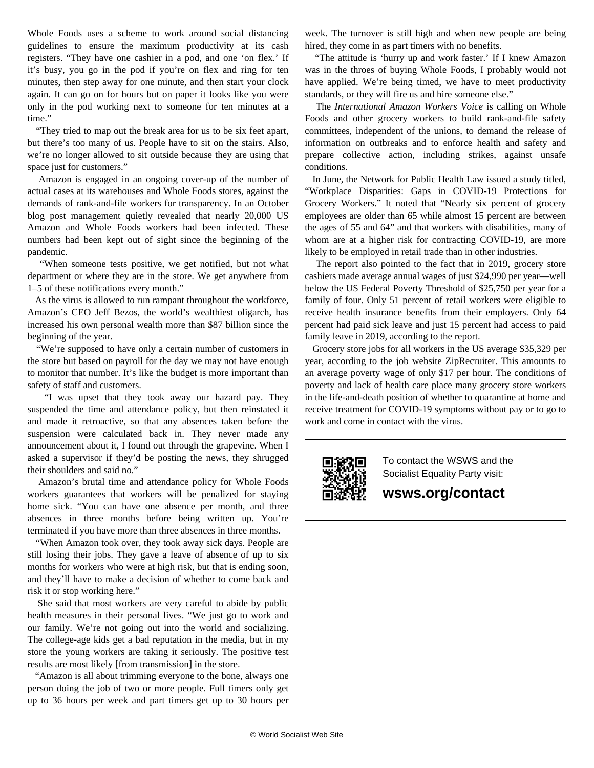Whole Foods uses a scheme to work around social distancing guidelines to ensure the maximum productivity at its cash registers. "They have one cashier in a pod, and one 'on flex.' If it's busy, you go in the pod if you're on flex and ring for ten minutes, then step away for one minute, and then start your clock again. It can go on for hours but on paper it looks like you were only in the pod working next to someone for ten minutes at a time."

"They tried to map out the break area for us to be six feet apart, but there's too many of us. People have to sit on the stairs. Also, we're no longer allowed to sit outside because they are using that space just for customers."

Amazon is engaged in an ongoing cover-up of the number of actual cases at its warehouses and Whole Foods stores, against the demands of rank-and-file workers for transparency. In an October blog post management quietly revealed that nearly 20,000 US Amazon and Whole Foods workers had been infected. These numbers had been kept out of sight since the beginning of the pandemic.

"When someone tests positive, we get notified, but not what department or where they are in the store. We get anywhere from 1–5 of these notifications every month."

As the virus is allowed to run rampant throughout the workforce, Amazon's CEO Jeff Bezos, the world's wealthiest oligarch, has increased his own personal wealth more than $87 billion since the beginning of the year.

"We're supposed to have only a certain number of customers in the store but based on payroll for the day we may not have enough to monitor that number. It's like the budget is more important than safety of staff and customers.

"I was upset that they took away our hazard pay. They suspended the time and attendance policy, but then reinstated it and made it retroactive, so that any absences taken before the suspension were calculated back in. They never made any announcement about it, I found out through the grapevine. When I asked a supervisor if they'd be posting the news, they shrugged their shoulders and said no."

Amazon's brutal time and attendance policy for Whole Foods workers guarantees that workers will be penalized for staying home sick. "You can have one absence per month, and three absences in three months before being written up. You're terminated if you have more than three absences in three months.

"When Amazon took over, they took away sick days. People are still losing their jobs. They gave a leave of absence of up to six months for workers who were at high risk, but that is ending soon, and they'll have to make a decision of whether to come back and risk it or stop working here."

She said that most workers are very careful to abide by public health measures in their personal lives. "We just go to work and our family. We're not going out into the world and socializing. The college-age kids get a bad reputation in the media, but in my store the young workers are taking it seriously. The positive test results are most likely [from transmission] in the store.

"Amazon is all about trimming everyone to the bone, always one person doing the job of two or more people. Full timers only get up to 36 hours per week and part timers get up to 30 hours per week. The turnover is still high and when new people are being hired, they come in as part timers with no benefits.

"The attitude is 'hurry up and work faster.' If I knew Amazon was in the throes of buying Whole Foods, I probably would not have applied. We're being timed, we have to meet productivity standards, or they will fire us and hire someone else."

The *International Amazon Workers Voice* is calling on Whole Foods and other grocery workers to build rank-and-file safety committees, independent of the unions, to demand the release of information on outbreaks and to enforce health and safety and prepare collective action, including strikes, against unsafe conditions.

In June, the Network for Public Health Law issued a study titled, "Workplace Disparities: Gaps in COVID-19 Protections for Grocery Workers." It noted that "Nearly six percent of grocery employees are older than 65 while almost 15 percent are between the ages of 55 and 64" and that workers with disabilities, many of whom are at a higher risk for contracting COVID-19, are more likely to be employed in retail trade than in other industries.

The report also pointed to the fact that in 2019, grocery store cashiers made average annual wages of just $24,990 per year—well below the US Federal Poverty Threshold of $25,750 per year for a family of four. Only 51 percent of retail workers were eligible to receive health insurance benefits from their employers. Only 64 percent had paid sick leave and just 15 percent had access to paid family leave in 2019, according to the report.

Grocery store jobs for all workers in the US average $35,329 per year, according to the job website ZipRecruiter. This amounts to an average poverty wage of only $17 per hour. The conditions of poverty and lack of health care place many grocery store workers in the life-and-death position of whether to quarantine at home and receive treatment for COVID-19 symptoms without pay or to go to work and come in contact with the virus.

To contact the WSWS and the Socialist Equality Party visit:

**wsws.org/contact**